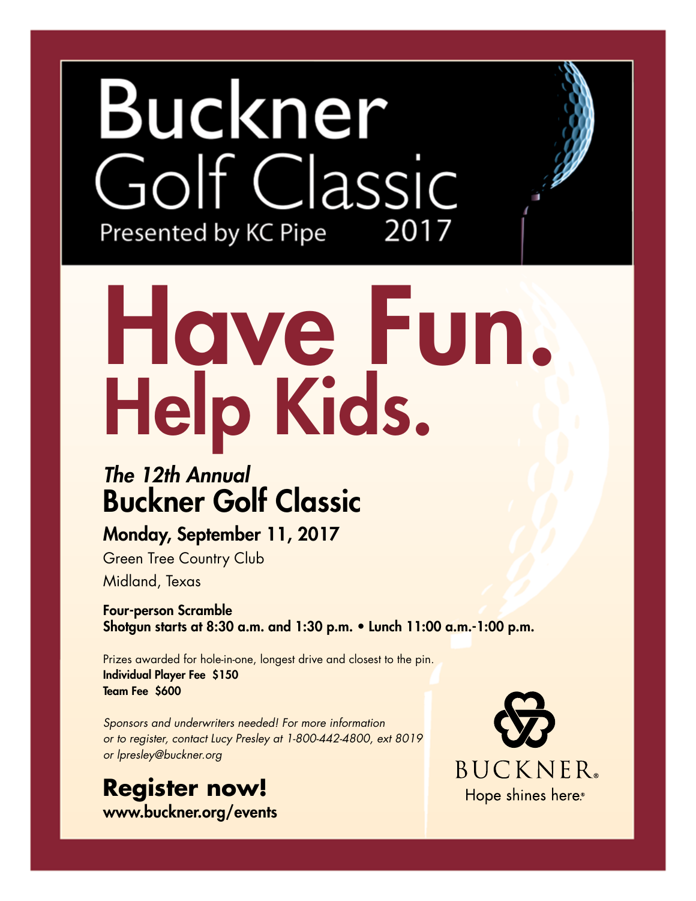# Buckner Golf Classic

Presented by KC Pipe 2017

# Have Fun. Help Kids.

*The 12th Annual*

## Buckner Golf Classic

### Monday, September 11, 2017

Green Tree Country Club

Midland, Texas

**Four-person Scramble**
**Shotgun starts at 8:30 a.m. and 1:30 p.m. • Lunch 11:00 a.m.-1:00 p.m.**

Prizes awarded for hole-in-one, longest drive and closest to the pin.

**Individual Player Fee $150**
**Team Fee $600**

*Sponsors and underwriters needed! For more information or to register, contact Lucy Presley at 1-800-442-4800, ext 8019 or lpresley@buckner.org*

## Register now!

**www.buckner.org/events**

BUCKNER®
Hope shines here.®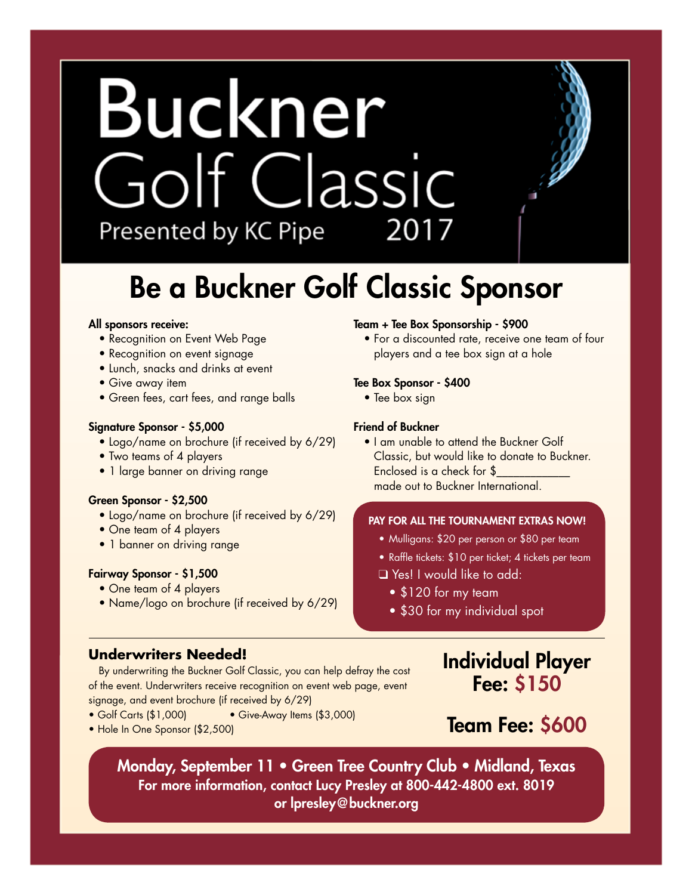# Buckner Golf Classic

Presented by KC Pipe 2017

## Be a Buckner Golf Classic Sponsor

**All sponsors receive:**

- Recognition on Event Web Page
- Recognition on event signage
- Lunch, snacks and drinks at event
- Give away item
- Green fees, cart fees, and range balls

**Signature Sponsor - $5,000**

- Logo/name on brochure (if received by 6/29)
- Two teams of 4 players
- 1 large banner on driving range

**Green Sponsor - $2,500**

- Logo/name on brochure (if received by 6/29)
- One team of 4 players
- 1 banner on driving range

**Fairway Sponsor - $1,500**

- One team of 4 players
- Name/logo on brochure (if received by 6/29)

**Team + Tee Box Sponsorship - $900**

- For a discounted rate, receive one team of four players and a tee box sign at a hole

**Tee Box Sponsor - $400**

- Tee box sign

**Friend of Buckner**

- I am unable to attend the Buckner Golf Classic, but would like to donate to Buckner. Enclosed is a check for $____________ made out to Buckner International.

**PAY FOR ALL THE TOURNAMENT EXTRAS NOW!**

- Mulligans: $20 per person or $80 per team
- Raffle tickets: $10 per ticket; 4 tickets per team

❑ Yes! I would like to add:

- $120 for my team
- $30 for my individual spot

### Underwriters Needed!

By underwriting the Buckner Golf Classic, you can help defray the cost of the event. Underwriters receive recognition on event web page, event signage, and event brochure (if received by 6/29)

- Golf Carts ($1,000)
- Give-Away Items ($3,000)
- Hole In One Sponsor ($2,500)

**Individual Player Fee: $150**

**Team Fee: $600**

**Monday, September 11 • Green Tree Country Club • Midland, Texas**
**For more information, contact Lucy Presley at 800-442-4800 ext. 8019 or lpresley@buckner.org**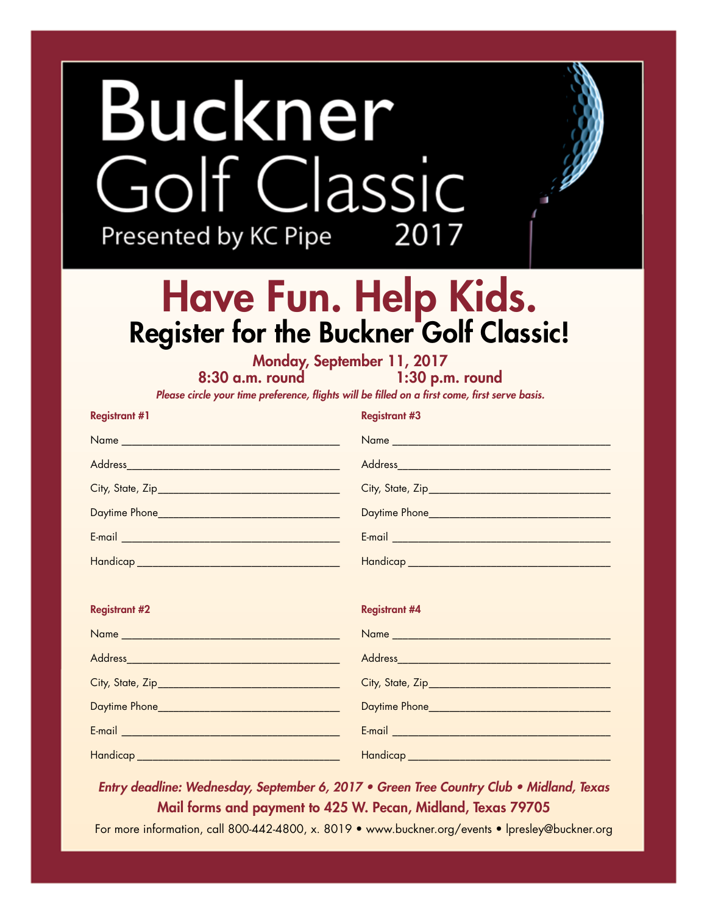# Buckner Golf Classic

Presented by KC Pipe 2017

## Have Fun. Help Kids.

## Register for the Buckner Golf Classic!

**Monday, September 11, 2017**

**8:30 a.m. round** **1:30 p.m. round**

*Please circle your time preference, flights will be filled on a first come, first serve basis.*

**Registrant #1**

Name ____________________________________

Address____________________________________

City, State, Zip______________________________

Daytime Phone______________________________

E-mail ____________________________________

Handicap __________________________________

**Registrant #2**

Name ____________________________________

Address____________________________________

City, State, Zip______________________________

Daytime Phone______________________________

E-mail ____________________________________

Handicap __________________________________

**Registrant #3**

Name ____________________________________

Address____________________________________

City, State, Zip______________________________

Daytime Phone______________________________

E-mail ____________________________________

Handicap __________________________________

**Registrant #4**

Name ____________________________________

Address____________________________________

City, State, Zip______________________________

Daytime Phone______________________________

E-mail ____________________________________

Handicap __________________________________

***Entry deadline: Wednesday, September 6, 2017 • Green Tree Country Club • Midland, Texas***

**Mail forms and payment to 425 W. Pecan, Midland, Texas 79705**

For more information, call 800-442-4800, x. 8019 • www.buckner.org/events • lpresley@buckner.org